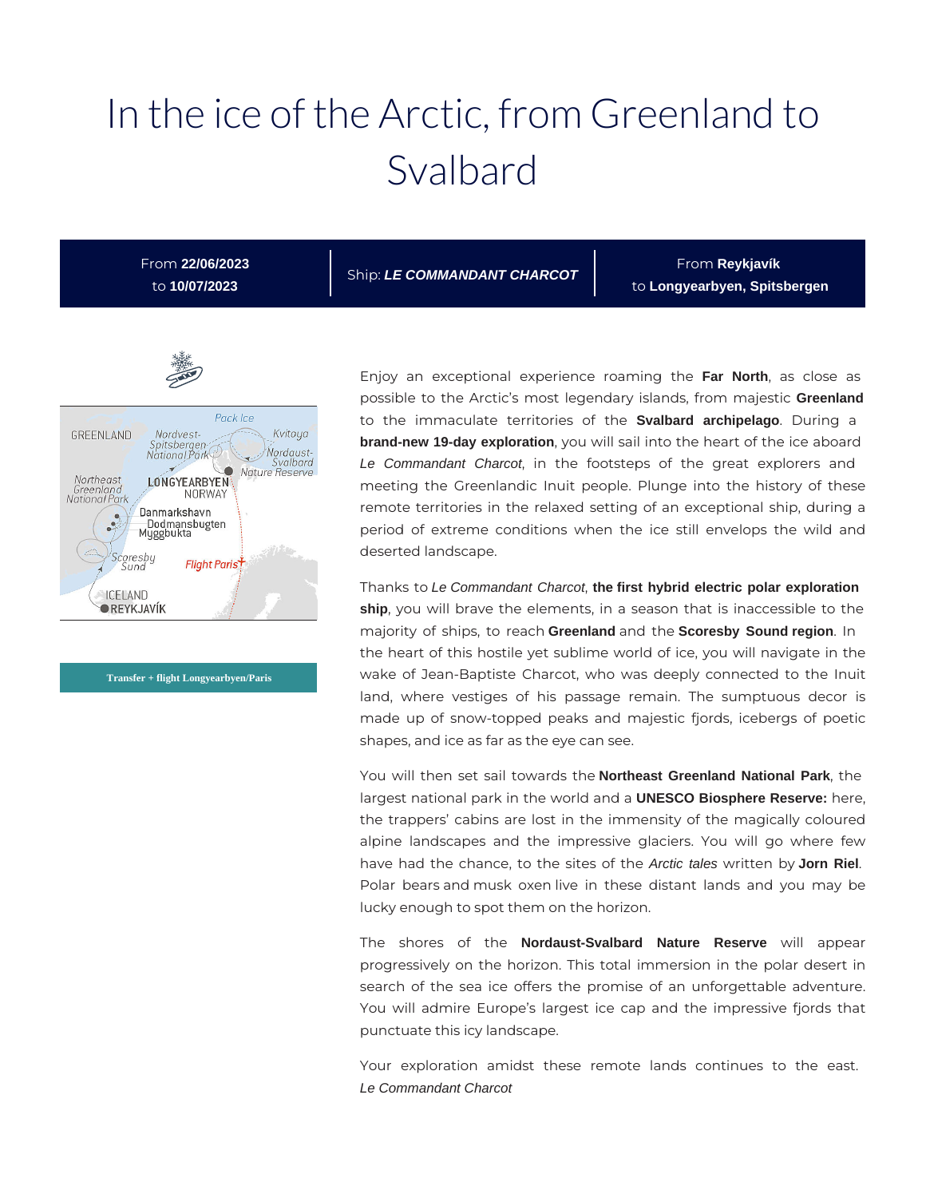# In the ice of the Arctic, from Greenland to Svalbard

| From **22/06/2023** to **10/07/2023** | Ship: ***LE COMMANDANT CHARCOT*** | From **Reykjavík** to **Longyearbyen, Spitsbergen** |
| --- | --- | --- |

**Transfer + flight Longyearbyen/Paris**

Enjoy an exceptional experience roaming the **Far North**, as close as possible to the Arctic's most legendary islands, from majestic **Greenland** to the immaculate territories of the **Svalbard archipelago**. During a **brand-new 19-day exploration**, you will sail into the heart of the ice aboard *Le Commandant Charcot*, in the footsteps of the great explorers and meeting the Greenlandic Inuit people. Plunge into the history of these remote territories in the relaxed setting of an exceptional ship, during a period of extreme conditions when the ice still envelops the wild and deserted landscape.

Thanks to *Le Commandant Charcot*, **the first hybrid electric polar exploration ship**, you will brave the elements, in a season that is inaccessible to the majority of ships, to reach **Greenland** and the **Scoresby Sound region**. In the heart of this hostile yet sublime world of ice, you will navigate in the wake of Jean-Baptiste Charcot, who was deeply connected to the Inuit land, where vestiges of his passage remain. The sumptuous decor is made up of snow-topped peaks and majestic fjords, icebergs of poetic shapes, and ice as far as the eye can see.

You will then set sail towards the **Northeast Greenland National Park**, the largest national park in the world and a **UNESCO Biosphere Reserve:** here, the trappers' cabins are lost in the immensity of the magically coloured alpine landscapes and the impressive glaciers. You will go where few have had the chance, to the sites of the *Arctic tales* written by **Jorn Riel**. Polar bears and musk oxen live in these distant lands and you may be lucky enough to spot them on the horizon.

The shores of the **Nordaust-Svalbard Nature Reserve** will appear progressively on the horizon. This total immersion in the polar desert in search of the sea ice offers the promise of an unforgettable adventure. You will admire Europe's largest ice cap and the impressive fjords that punctuate this icy landscape.

Your exploration amidst these remote lands continues to the east. *Le Commandant Charcot*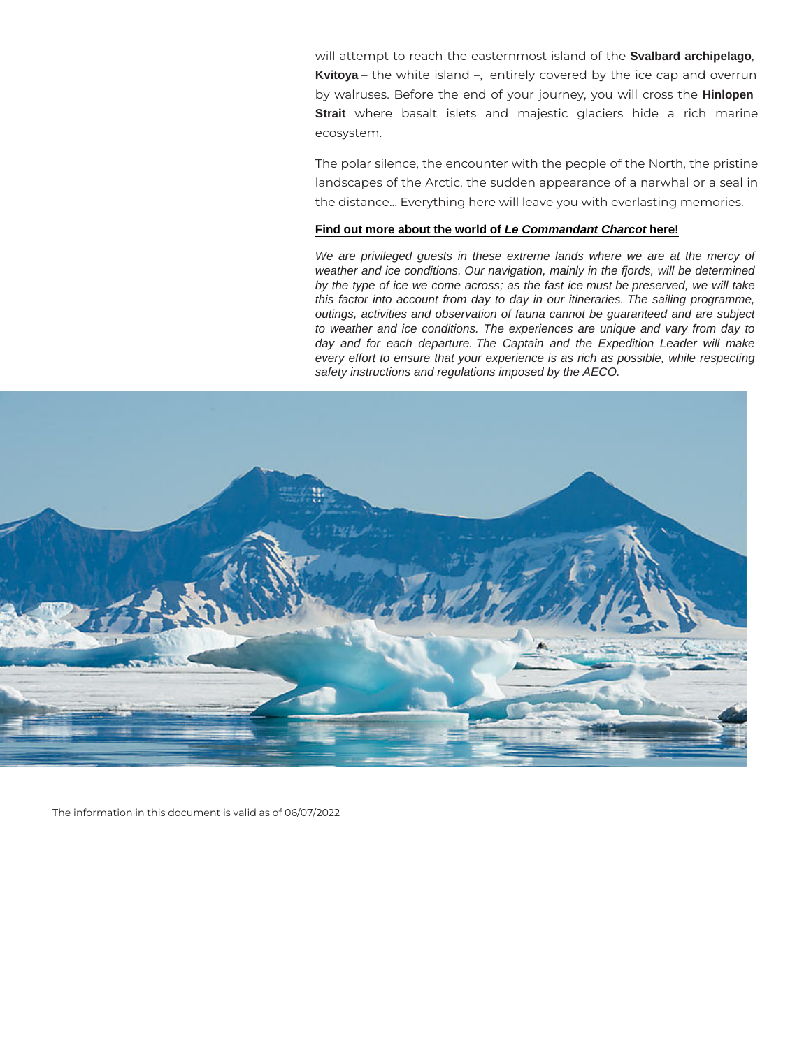will attempt to reach the easternmost island of the **Svalbard archipelago**, **Kvitoya** – the white island –, entirely covered by the ice cap and overrun by walruses. Before the end of your journey, you will cross the **Hinlopen Strait** where basalt islets and majestic glaciers hide a rich marine ecosystem.

The polar silence, the encounter with the people of the North, the pristine landscapes of the Arctic, the sudden appearance of a narwhal or a seal in the distance... Everything here will leave you with everlasting memories.

**Find out more about the world of *Le Commandant Charcot* here!**

*We are privileged guests in these extreme lands where we are at the mercy of weather and ice conditions. Our navigation, mainly in the fjords, will be determined by the type of ice we come across; as the fast ice must be preserved, we will take this factor into account from day to day in our itineraries. The sailing programme, outings, activities and observation of fauna cannot be guaranteed and are subject to weather and ice conditions. The experiences are unique and vary from day to day and for each departure. The Captain and the Expedition Leader will make every effort to ensure that your experience is as rich as possible, while respecting safety instructions and regulations imposed by the AECO.*

The information in this document is valid as of 06/07/2022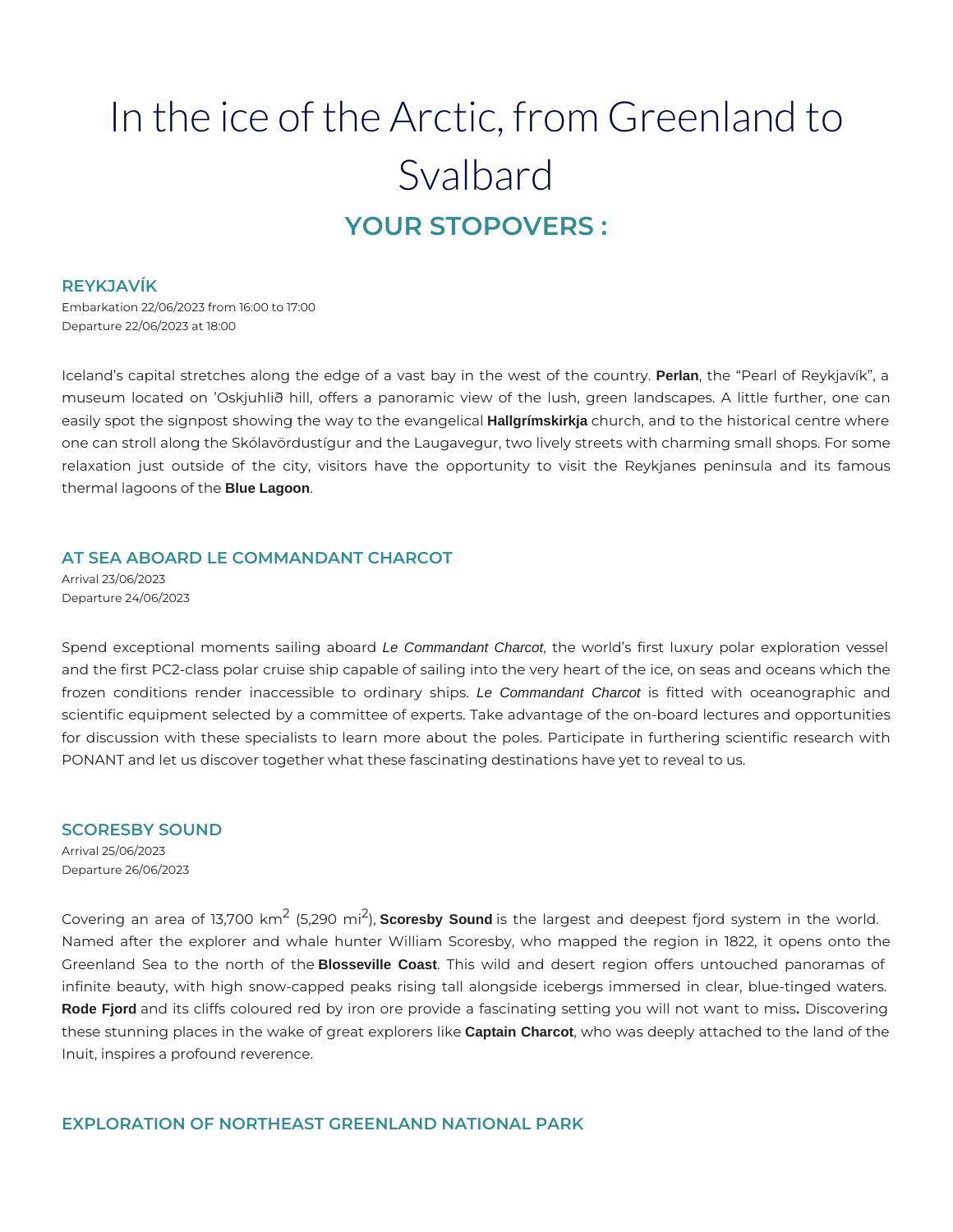# In the ice of the Arctic, from Greenland to Svalbard

## YOUR STOPOVERS :

### REYKJAVÍK

Embarkation 22/06/2023 from 16:00 to 17:00
Departure 22/06/2023 at 18:00

Iceland's capital stretches along the edge of a vast bay in the west of the country. **Perlan**, the "Pearl of Reykjavík", a museum located on 'Oskjuhlið hill, offers a panoramic view of the lush, green landscapes. A little further, one can easily spot the signpost showing the way to the evangelical **Hallgrímskirkja** church, and to the historical centre where one can stroll along the Skólavördustígur and the Laugavegur, two lively streets with charming small shops. For some relaxation just outside of the city, visitors have the opportunity to visit the Reykjanes peninsula and its famous thermal lagoons of the **Blue Lagoon**.

### AT SEA ABOARD LE COMMANDANT CHARCOT

Arrival 23/06/2023
Departure 24/06/2023

Spend exceptional moments sailing aboard *Le Commandant Charcot*, the world's first luxury polar exploration vessel and the first PC2-class polar cruise ship capable of sailing into the very heart of the ice, on seas and oceans which the frozen conditions render inaccessible to ordinary ships. *Le Commandant Charcot* is fitted with oceanographic and scientific equipment selected by a committee of experts. Take advantage of the on-board lectures and opportunities for discussion with these specialists to learn more about the poles. Participate in furthering scientific research with PONANT and let us discover together what these fascinating destinations have yet to reveal to us.

### SCORESBY SOUND

Arrival 25/06/2023
Departure 26/06/2023

Covering an area of 13,700 km$^2$ (5,290 mi$^2$), **Scoresby Sound** is the largest and deepest fjord system in the world. Named after the explorer and whale hunter William Scoresby, who mapped the region in 1822, it opens onto the Greenland Sea to the north of the **Blosseville Coast**. This wild and desert region offers untouched panoramas of infinite beauty, with high snow-capped peaks rising tall alongside icebergs immersed in clear, blue-tinged waters. **Rode Fjord** and its cliffs coloured red by iron ore provide a fascinating setting you will not want to miss**.** Discovering these stunning places in the wake of great explorers like **Captain Charcot**, who was deeply attached to the land of the Inuit, inspires a profound reverence.

### EXPLORATION OF NORTHEAST GREENLAND NATIONAL PARK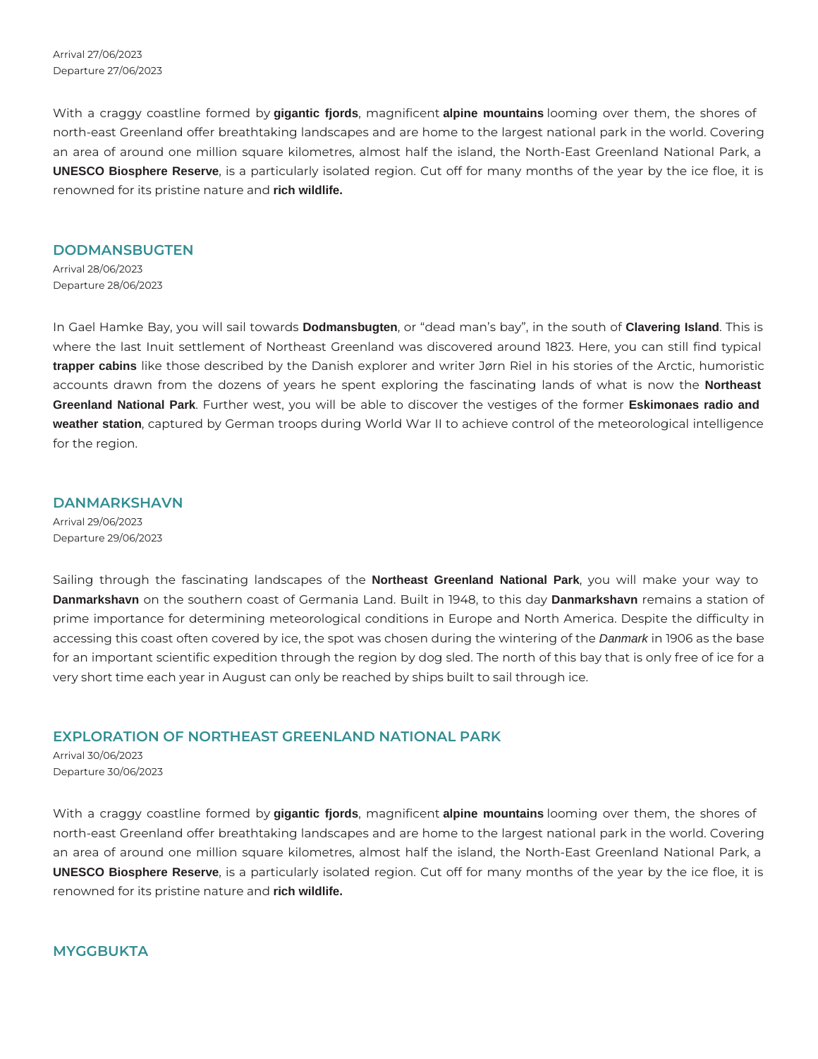Arrival 27/06/2023
Departure 27/06/2023

With a craggy coastline formed by **gigantic fjords**, magnificent **alpine mountains** looming over them, the shores of north-east Greenland offer breathtaking landscapes and are home to the largest national park in the world. Covering an area of around one million square kilometres, almost half the island, the North-East Greenland National Park, a **UNESCO Biosphere Reserve**, is a particularly isolated region. Cut off for many months of the year by the ice floe, it is renowned for its pristine nature and **rich wildlife.**

## DODMANSBUGTEN

Arrival 28/06/2023
Departure 28/06/2023

In Gael Hamke Bay, you will sail towards **Dodmansbugten**, or "dead man's bay", in the south of **Clavering Island**. This is where the last Inuit settlement of Northeast Greenland was discovered around 1823. Here, you can still find typical **trapper cabins** like those described by the Danish explorer and writer Jørn Riel in his stories of the Arctic, humoristic accounts drawn from the dozens of years he spent exploring the fascinating lands of what is now the **Northeast Greenland National Park**. Further west, you will be able to discover the vestiges of the former **Eskimonaes radio and weather station**, captured by German troops during World War II to achieve control of the meteorological intelligence for the region.

## DANMARKSHAVN

Arrival 29/06/2023
Departure 29/06/2023

Sailing through the fascinating landscapes of the **Northeast Greenland National Park**, you will make your way to **Danmarkshavn** on the southern coast of Germania Land. Built in 1948, to this day **Danmarkshavn** remains a station of prime importance for determining meteorological conditions in Europe and North America. Despite the difficulty in accessing this coast often covered by ice, the spot was chosen during the wintering of the *Danmark* in 1906 as the base for an important scientific expedition through the region by dog sled. The north of this bay that is only free of ice for a very short time each year in August can only be reached by ships built to sail through ice.

## EXPLORATION OF NORTHEAST GREENLAND NATIONAL PARK

Arrival 30/06/2023
Departure 30/06/2023

With a craggy coastline formed by **gigantic fjords**, magnificent **alpine mountains** looming over them, the shores of north-east Greenland offer breathtaking landscapes and are home to the largest national park in the world. Covering an area of around one million square kilometres, almost half the island, the North-East Greenland National Park, a **UNESCO Biosphere Reserve**, is a particularly isolated region. Cut off for many months of the year by the ice floe, it is renowned for its pristine nature and **rich wildlife.**

## MYGGBUKTA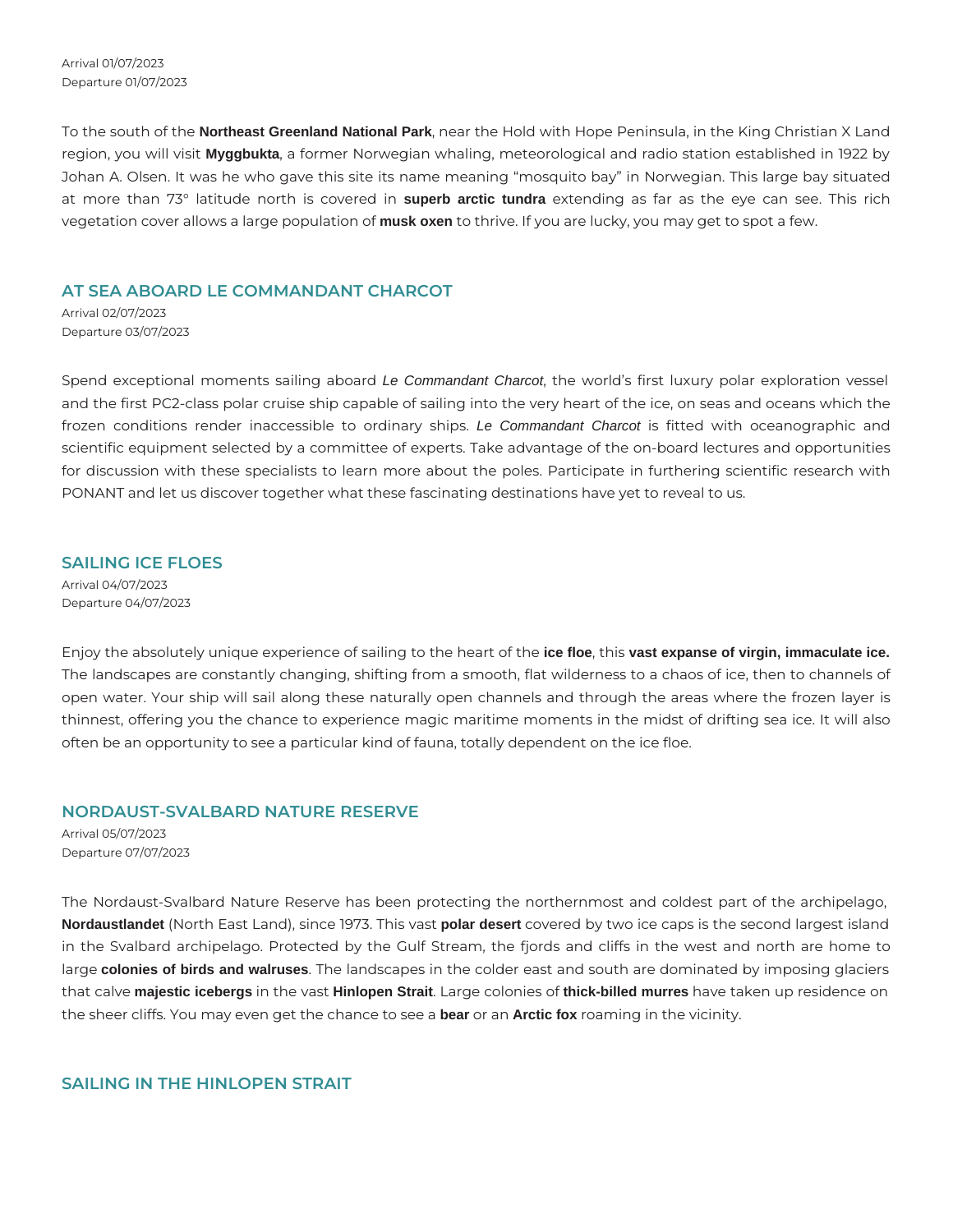Arrival 01/07/2023
Departure 01/07/2023

To the south of the **Northeast Greenland National Park**, near the Hold with Hope Peninsula, in the King Christian X Land region, you will visit **Myggbukta**, a former Norwegian whaling, meteorological and radio station established in 1922 by Johan A. Olsen. It was he who gave this site its name meaning "mosquito bay" in Norwegian. This large bay situated at more than 73° latitude north is covered in **superb arctic tundra** extending as far as the eye can see. This rich vegetation cover allows a large population of **musk oxen** to thrive. If you are lucky, you may get to spot a few.

## AT SEA ABOARD LE COMMANDANT CHARCOT

Arrival 02/07/2023
Departure 03/07/2023

Spend exceptional moments sailing aboard *Le Commandant Charcot*, the world's first luxury polar exploration vessel and the first PC2-class polar cruise ship capable of sailing into the very heart of the ice, on seas and oceans which the frozen conditions render inaccessible to ordinary ships. *Le Commandant Charcot* is fitted with oceanographic and scientific equipment selected by a committee of experts. Take advantage of the on-board lectures and opportunities for discussion with these specialists to learn more about the poles. Participate in furthering scientific research with PONANT and let us discover together what these fascinating destinations have yet to reveal to us.

## SAILING ICE FLOES

Arrival 04/07/2023
Departure 04/07/2023

Enjoy the absolutely unique experience of sailing to the heart of the **ice floe**, this **vast expanse of virgin, immaculate ice.** The landscapes are constantly changing, shifting from a smooth, flat wilderness to a chaos of ice, then to channels of open water. Your ship will sail along these naturally open channels and through the areas where the frozen layer is thinnest, offering you the chance to experience magic maritime moments in the midst of drifting sea ice. It will also often be an opportunity to see a particular kind of fauna, totally dependent on the ice floe.

## NORDAUST-SVALBARD NATURE RESERVE

Arrival 05/07/2023
Departure 07/07/2023

The Nordaust-Svalbard Nature Reserve has been protecting the northernmost and coldest part of the archipelago, **Nordaustlandet** (North East Land), since 1973. This vast **polar desert** covered by two ice caps is the second largest island in the Svalbard archipelago. Protected by the Gulf Stream, the fjords and cliffs in the west and north are home to large **colonies of birds and walruses**. The landscapes in the colder east and south are dominated by imposing glaciers that calve **majestic icebergs** in the vast **Hinlopen Strait**. Large colonies of **thick-billed murres** have taken up residence on the sheer cliffs. You may even get the chance to see a **bear** or an **Arctic fox** roaming in the vicinity.

## SAILING IN THE HINLOPEN STRAIT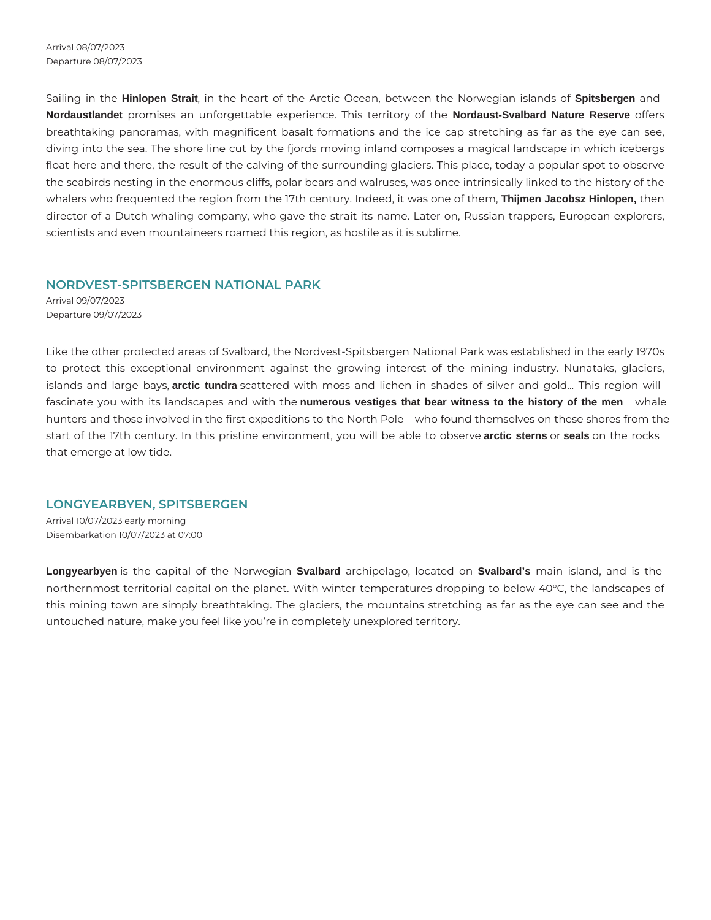Arrival 08/07/2023
Departure 08/07/2023

Sailing in the **Hinlopen Strait**, in the heart of the Arctic Ocean, between the Norwegian islands of **Spitsbergen** and **Nordaustlandet** promises an unforgettable experience. This territory of the **Nordaust-Svalbard Nature Reserve** offers breathtaking panoramas, with magnificent basalt formations and the ice cap stretching as far as the eye can see, diving into the sea. The shore line cut by the fjords moving inland composes a magical landscape in which icebergs float here and there, the result of the calving of the surrounding glaciers. This place, today a popular spot to observe the seabirds nesting in the enormous cliffs, polar bears and walruses, was once intrinsically linked to the history of the whalers who frequented the region from the 17th century. Indeed, it was one of them, **Thijmen Jacobsz Hinlopen,** then director of a Dutch whaling company, who gave the strait its name. Later on, Russian trappers, European explorers, scientists and even mountaineers roamed this region, as hostile as it is sublime.

## NORDVEST-SPITSBERGEN NATIONAL PARK

Arrival 09/07/2023
Departure 09/07/2023

Like the other protected areas of Svalbard, the Nordvest-Spitsbergen National Park was established in the early 1970s to protect this exceptional environment against the growing interest of the mining industry. Nunataks, glaciers, islands and large bays, **arctic tundra** scattered with moss and lichen in shades of silver and gold… This region will fascinate you with its landscapes and with the **numerous vestiges that bear witness to the history of the men** whale hunters and those involved in the first expeditions to the North Pole who found themselves on these shores from the start of the 17th century. In this pristine environment, you will be able to observe **arctic sterns** or **seals** on the rocks that emerge at low tide.

## LONGYEARBYEN, SPITSBERGEN

Arrival 10/07/2023 early morning
Disembarkation 10/07/2023 at 07:00

**Longyearbyen** is the capital of the Norwegian **Svalbard** archipelago, located on **Svalbard's** main island, and is the northernmost territorial capital on the planet. With winter temperatures dropping to below 40°C, the landscapes of this mining town are simply breathtaking. The glaciers, the mountains stretching as far as the eye can see and the untouched nature, make you feel like you're in completely unexplored territory.